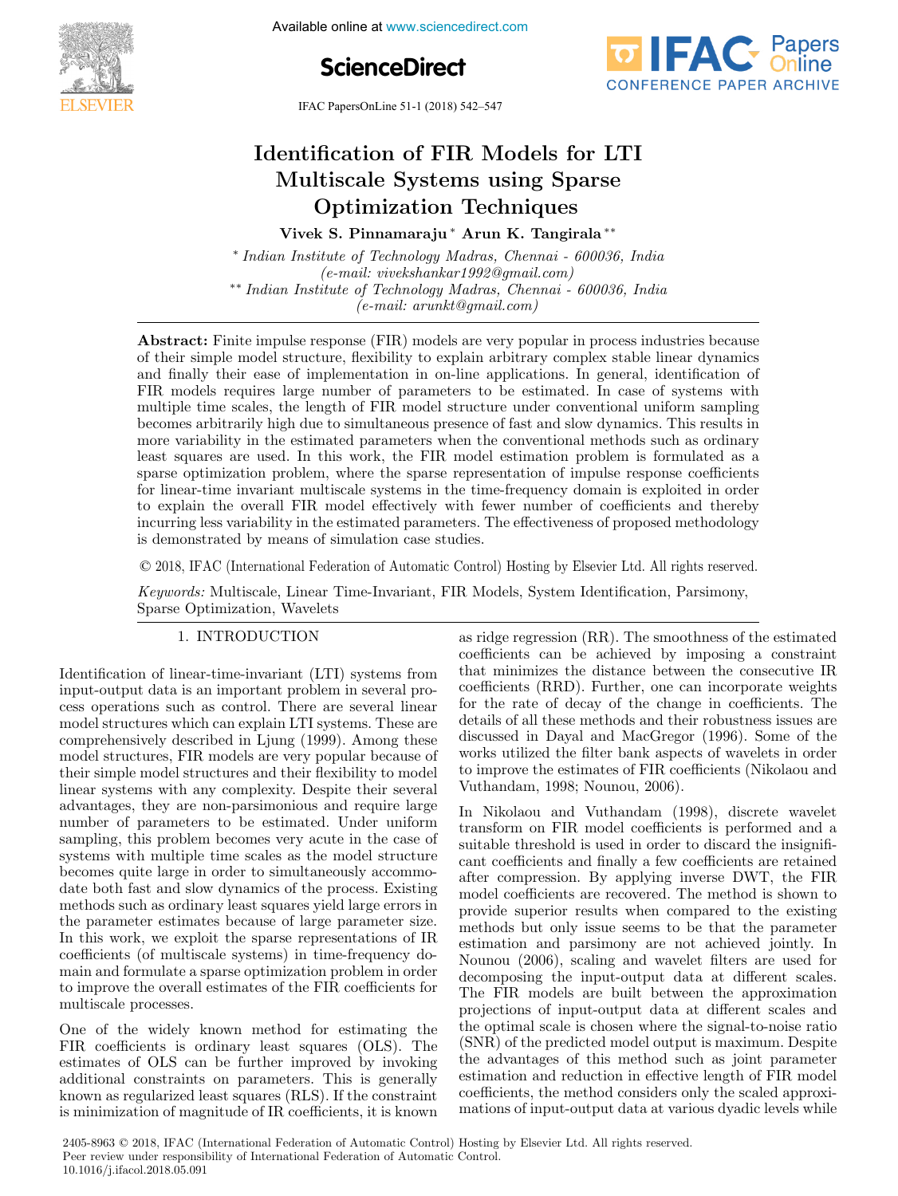# Identification of FIR Models for LTI Multiscale Systems using Sparse Optimization Techniques

**Vivek S. Pinnamaraju** [*] **Arun K. Tangirala** [**]

[*] *Indian Institute of Technology Madras, Chennai - 600036, India (e-mail: vivekshankar1992@gmail.com)*

[**] *Indian Institute of Technology Madras, Chennai - 600036, India (e-mail: arunkt@gmail.com)*

**Abstract:** Finite impulse response (FIR) models are very popular in process industries because of their simple model structure, flexibility to explain arbitrary complex stable linear dynamics and finally their ease of implementation in on-line applications. In general, identification of FIR models requires large number of parameters to be estimated. In case of systems with multiple time scales, the length of FIR model structure under conventional uniform sampling becomes arbitrarily high due to simultaneous presence of fast and slow dynamics. This results in more variability in the estimated parameters when the conventional methods such as ordinary least squares are used. In this work, the FIR model estimation problem is formulated as a sparse optimization problem, where the sparse representation of impulse response coefficients for linear-time invariant multiscale systems in the time-frequency domain is exploited in order to explain the overall FIR model effectively with fewer number of coefficients and thereby incurring less variability in the estimated parameters. The effectiveness of proposed methodology is demonstrated by means of simulation case studies.

© 2018, IFAC (International Federation of Automatic Control) Hosting by Elsevier Ltd. All rights reserved.

*Keywords:* Multiscale, Linear Time-Invariant, FIR Models, System Identification, Parsimony, Sparse Optimization, Wavelets

## 1. INTRODUCTION

Identification of linear-time-invariant (LTI) systems from input-output data is an important problem in several process operations such as control. There are several linear model structures which can explain LTI systems. These are comprehensively described in Ljung (1999). Among these model structures, FIR models are very popular because of their simple model structures and their flexibility to model linear systems with any complexity. Despite their several advantages, they are non-parsimonious and require large number of parameters to be estimated. Under uniform sampling, this problem becomes very acute in the case of systems with multiple time scales as the model structure becomes quite large in order to simultaneously accommodate both fast and slow dynamics of the process. Existing methods such as ordinary least squares yield large errors in the parameter estimates because of large parameter size. In this work, we exploit the sparse representations of IR coefficients (of multiscale systems) in time-frequency domain and formulate a sparse optimization problem in order to improve the overall estimates of the FIR coefficients for multiscale processes.

One of the widely known method for estimating the FIR coefficients is ordinary least squares (OLS). The estimates of OLS can be further improved by invoking additional constraints on parameters. This is generally known as regularized least squares (RLS). If the constraint is minimization of magnitude of IR coefficients, it is known as ridge regression (RR). The smoothness of the estimated coefficients can be achieved by imposing a constraint that minimizes the distance between the consecutive IR coefficients (RRD). Further, one can incorporate weights for the rate of decay of the change in coefficients. The details of all these methods and their robustness issues are discussed in Dayal and MacGregor (1996). Some of the works utilized the filter bank aspects of wavelets in order to improve the estimates of FIR coefficients (Nikolaou and Vuthandam, 1998; Nounou, 2006).

In Nikolaou and Vuthandam (1998), discrete wavelet transform on FIR model coefficients is performed and a suitable threshold is used in order to discard the insignificant coefficients and finally a few coefficients are retained after compression. By applying inverse DWT, the FIR model coefficients are recovered. The method is shown to provide superior results when compared to the existing methods but only issue seems to be that the parameter estimation and parsimony are not achieved jointly. In Nounou (2006), scaling and wavelet filters are used for decomposing the input-output data at different scales. The FIR models are built between the approximation projections of input-output data at different scales and the optimal scale is chosen where the signal-to-noise ratio (SNR) of the predicted model output is maximum. Despite the advantages of this method such as joint parameter estimation and reduction in effective length of FIR model coefficients, the method considers only the scaled approximations of input-output data at various dyadic levels while

2405-8963 © 2018, IFAC (International Federation of Automatic Control) Hosting by Elsevier Ltd. All rights reserved.
Peer review under responsibility of International Federation of Automatic Control.
10.1016/j.ifacol.2018.05.091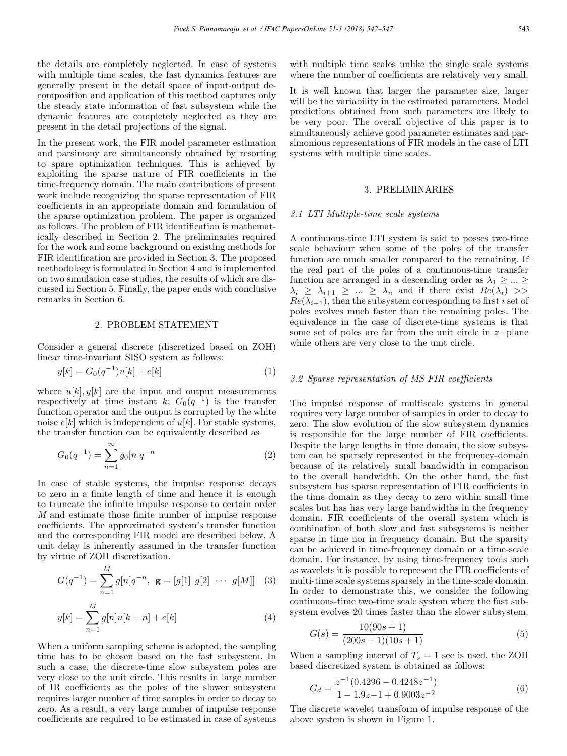the details are completely neglected. In case of systems with multiple time scales, the fast dynamics features are generally present in the detail space of input-output decomposition and application of this method captures only the steady state information of fast subsystem while the dynamic features are completely neglected as they are present in the detail projections of the signal.

In the present work, the FIR model parameter estimation and parsimony are simultaneously obtained by resorting to spare optimization techniques. This is achieved by exploiting the sparse nature of FIR coefficients in the time-frequency domain. The main contributions of present work include recognizing the sparse representation of FIR coefficients in an appropriate domain and formulation of the sparse optimization problem. The paper is organized as follows. The problem of FIR identification is mathematically described in Section 2. The preliminaries required for the work and some background on existing methods for FIR identification are provided in Section 3. The proposed methodology is formulated in Section 4 and is implemented on two simulation case studies, the results of which are discussed in Section 5. Finally, the paper ends with conclusive remarks in Section 6.

## 2. PROBLEM STATEMENT

Consider a general discrete (discretized based on ZOH) linear time-invariant SISO system as follows:

$$y[k] = G_0(q^{-1})u[k] + e[k] \tag{1}$$

where $u[k], y[k]$ are the input and output measurements respectively at time instant $k$; $G_0(q^{-1})$ is the transfer function operator and the output is corrupted by the white noise $e[k]$ which is independent of $u[k]$. For stable systems, the transfer function can be equivalently described as

$$G_0(q^{-1}) = \sum_{n=1}^{\infty} g_0[n]q^{-n} \tag{2}$$

In case of stable systems, the impulse response decays to zero in a finite length of time and hence it is enough to truncate the infinite impulse response to certain order $M$ and estimate those finite number of impulse response coefficients. The approximated system's transfer function and the corresponding FIR model are described below. A unit delay is inherently assumed in the transfer function by virtue of ZOH discretization.

$$G(q^{-1}) = \sum_{n=1}^{M} g[n]q^{-n}, \;\; \mathbf{g} = [g[1] \;\; g[2] \;\; \cdots \;\; g[M]] \tag{3}$$

$$y[k] = \sum_{n=1}^{M} g[n]u[k-n] + e[k] \tag{4}$$

When a uniform sampling scheme is adopted, the sampling time has to be chosen based on the fast subsystem. In such a case, the discrete-time slow subsystem poles are very close to the unit circle. This results in large number of IR coefficients as the poles of the slower subsystem requires larger number of time samples in order to decay to zero. As a result, a very large number of impulse response coefficients are required to be estimated in case of systems with multiple time scales unlike the single scale systems where the number of coefficients are relatively very small.

It is well known that larger the parameter size, larger will be the variability in the estimated parameters. Model predictions obtained from such parameters are likely to be very poor. The overall objective of this paper is to simultaneously achieve good parameter estimates and parsimonious representations of FIR models in the case of LTI systems with multiple time scales.

## 3. PRELIMINARIES

### *3.1 LTI Multiple-time scale systems*

A continuous-time LTI system is said to posses two-time scale behaviour when some of the poles of the transfer function are much smaller compared to the remaining. If the real part of the poles of a continuous-time transfer function are arranged in a descending order as $\lambda_1 \geq ... \geq \lambda_i \geq \lambda_{i+1} \geq ... \geq \lambda_n$ and if there exist $Re(\lambda_i) >> Re(\lambda_{i+1})$, then the subsystem corresponding to first $i$ set of poles evolves much faster than the remaining poles. The equivalence in the case of discrete-time systems is that some set of poles are far from the unit circle in $z-$plane while others are very close to the unit circle.

### *3.2 Sparse representation of MS FIR coefficients*

The impulse response of multiscale systems in general requires very large number of samples in order to decay to zero. The slow evolution of the slow subsystem dynamics is responsible for the large number of FIR coefficients. Despite the large lengths in time domain, the slow subsystem can be sparsely represented in the frequency-domain because of its relatively small bandwidth in comparison to the overall bandwidth. On the other hand, the fast subsystem has sparse representation of FIR coefficients in the time domain as they decay to zero within small time scales but has has very large bandwidths in the frequency domain. FIR coefficients of the overall system which is combination of both slow and fast subsystems is neither sparse in time nor in frequency domain. But the sparsity can be achieved in time-frequency domain or a time-scale domain. For instance, by using time-frequency tools such as wavelets it is possible to represent the FIR coefficients of multi-time scale systems sparsely in the time-scale domain. In order to demonstrate this, we consider the following continuous-time two-time scale system where the fast subsystem evolves 20 times faster than the slower subsystem.

$$G(s) = \frac{10(90s + 1)}{(200s + 1)(10s + 1)} \tag{5}$$

When a sampling interval of $T_s = 1$ sec is used, the ZOH based discretized system is obtained as follows:

$$G_d = \frac{z^{-1}(0.4296 - 0.4248z^{-1})}{1 - 1.9z{-1} + 0.9003z^{-2}} \tag{6}$$

The discrete wavelet transform of impulse response of the above system is shown in Figure 1.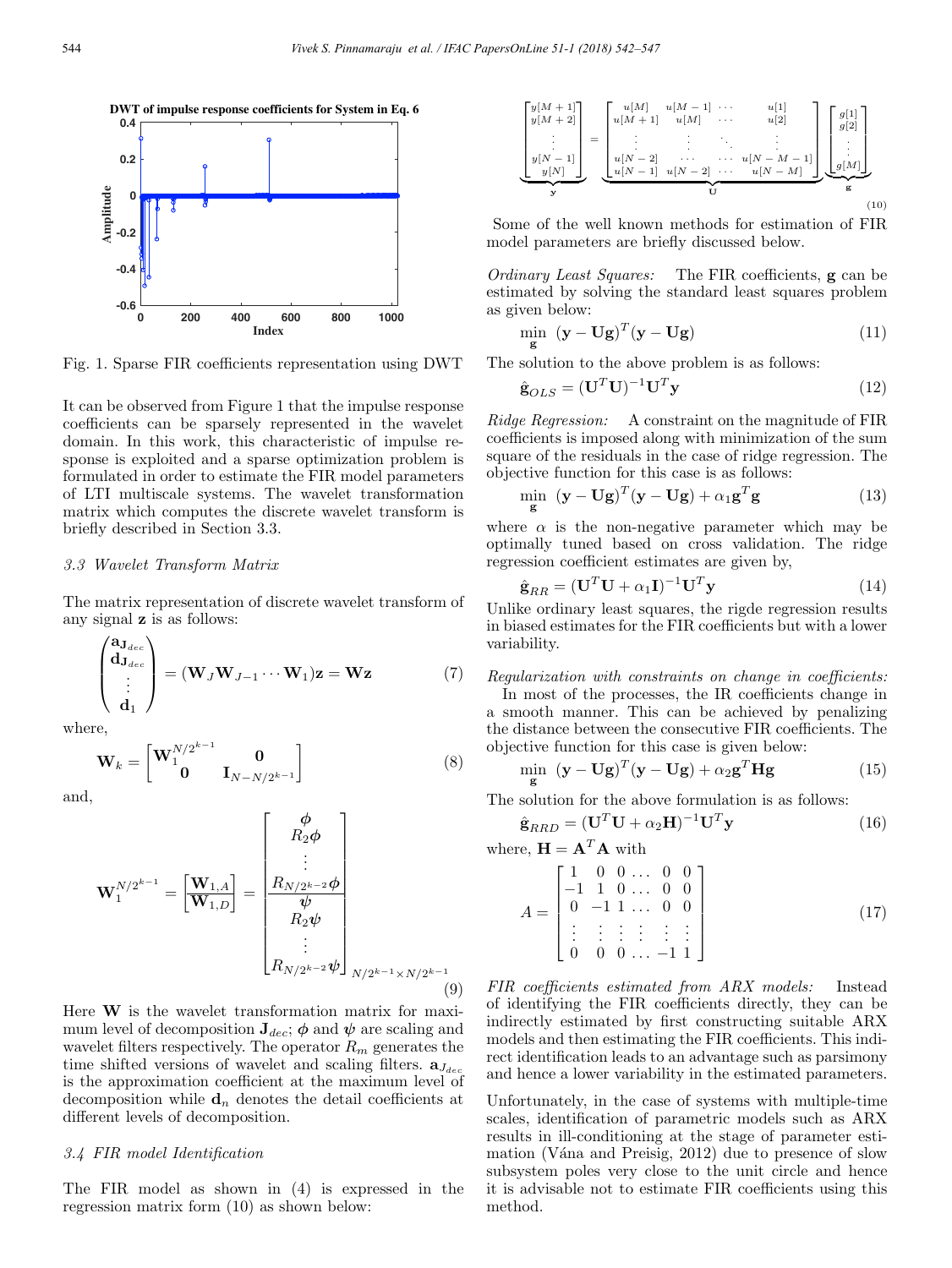Fig. 1. Sparse FIR coefficients representation using DWT

It can be observed from Figure 1 that the impulse response coefficients can be sparsely represented in the wavelet domain. In this work, this characteristic of impulse response is exploited and a sparse optimization problem is formulated in order to estimate the FIR model parameters of LTI multiscale systems. The wavelet transformation matrix which computes the discrete wavelet transform is briefly described in Section 3.3.

### 3.3 Wavelet Transform Matrix

The matrix representation of discrete wavelet transform of any signal $\mathbf{z}$ is as follows:

$$\begin{pmatrix} \mathbf{a}_{\mathbf{J}_{dec}} \\ \mathbf{d}_{\mathbf{J}_{dec}} \\ \vdots \\ \mathbf{d}_1 \end{pmatrix} = (\mathbf{W}_J \mathbf{W}_{J-1} \cdots \mathbf{W}_1)\mathbf{z} = \mathbf{W}\mathbf{z} \tag{7}$$

where,

$$\mathbf{W}_k = \begin{bmatrix} \mathbf{W}_1^{N/2^{k-1}} & \mathbf{0} \\ \mathbf{0} & \mathbf{I}_{N-N/2^{k-1}} \end{bmatrix} \tag{8}$$

and,

$$\mathbf{W}_1^{N/2^{k-1}} = \left[\frac{\mathbf{W}_{1,A}}{\mathbf{W}_{1,D}}\right] = \begin{bmatrix} \boldsymbol{\phi} \\ R_2\boldsymbol{\phi} \\ \vdots \\ R_{N/2^{k-2}}\boldsymbol{\phi} \\ \hline \boldsymbol{\psi} \\ R_2\boldsymbol{\psi} \\ \vdots \\ R_{N/2^{k-2}}\boldsymbol{\psi} \end{bmatrix}_{N/2^{k-1} \times N/2^{k-1}} \tag{9}$$

Here $\mathbf{W}$ is the wavelet transformation matrix for maximum level of decomposition $\mathbf{J}_{dec}$; $\boldsymbol{\phi}$ and $\boldsymbol{\psi}$ are scaling and wavelet filters respectively. The operator $R_m$ generates the time shifted versions of wavelet and scaling filters. $\mathbf{a}_{J_{dec}}$ is the approximation coefficient at the maximum level of decomposition while $\mathbf{d}_n$ denotes the detail coefficients at different levels of decomposition.

### 3.4 FIR model Identification

The FIR model as shown in (4) is expressed in the regression matrix form (10) as shown below:

$$\underbrace{\begin{bmatrix} y[M+1] \\ y[M+2] \\ \vdots \\ y[N-1] \\ y[N] \end{bmatrix}}_{\mathbf{y}} = \underbrace{\begin{bmatrix} u[M] & u[M-1] & \cdots & u[1] \\ u[M+1] & u[M] & \cdots & u[2] \\ \vdots & \vdots & \ddots & \vdots \\ u[N-2] & \cdots & \cdots & u[N-M-1] \\ u[N-1] & u[N-2] & \cdots & u[N-M] \end{bmatrix}}_{\mathbf{U}} \underbrace{\begin{bmatrix} g[1] \\ g[2] \\ \vdots \\ g[M] \end{bmatrix}}_{\mathbf{g}} \tag{10}$$

Some of the well known methods for estimation of FIR model parameters are briefly discussed below.

*Ordinary Least Squares:* The FIR coefficients, $\mathbf{g}$ can be estimated by solving the standard least squares problem as given below:

$$\min_{\mathbf{g}} \ (\mathbf{y} - \mathbf{U}\mathbf{g})^T(\mathbf{y} - \mathbf{U}\mathbf{g}) \tag{11}$$

The solution to the above problem is as follows:

$$\hat{\mathbf{g}}_{OLS} = (\mathbf{U}^T\mathbf{U})^{-1}\mathbf{U}^T\mathbf{y} \tag{12}$$

*Ridge Regression:* A constraint on the magnitude of FIR coefficients is imposed along with minimization of the sum square of the residuals in the case of ridge regression. The objective function for this case is as follows:

$$\min_{\mathbf{g}} \ (\mathbf{y} - \mathbf{U}\mathbf{g})^T(\mathbf{y} - \mathbf{U}\mathbf{g}) + \alpha_1\mathbf{g}^T\mathbf{g} \tag{13}$$

where $\alpha$ is the non-negative parameter which may be optimally tuned based on cross validation. The ridge regression coefficient estimates are given by,

$$\hat{\mathbf{g}}_{RR} = (\mathbf{U}^T\mathbf{U} + \alpha_1\mathbf{I})^{-1}\mathbf{U}^T\mathbf{y} \tag{14}$$

Unlike ordinary least squares, the rigde regression results in biased estimates for the FIR coefficients but with a lower variability.

*Regularization with constraints on change in coefficients:* In most of the processes, the IR coefficients change in a smooth manner. This can be achieved by penalizing the distance between the consecutive FIR coefficients. The objective function for this case is given below:

$$\min_{\mathbf{g}} \ (\mathbf{y} - \mathbf{U}\mathbf{g})^T(\mathbf{y} - \mathbf{U}\mathbf{g}) + \alpha_2\mathbf{g}^T\mathbf{H}\mathbf{g} \tag{15}$$

The solution for the above formulation is as follows:

$$\hat{\mathbf{g}}_{RRD} = (\mathbf{U}^T\mathbf{U} + \alpha_2\mathbf{H})^{-1}\mathbf{U}^T\mathbf{y} \tag{16}$$

where, $\mathbf{H} = \mathbf{A}^T\mathbf{A}$ with

$$A = \begin{bmatrix} 1 & 0 & 0 & \dots & 0 & 0 \\ -1 & 1 & 0 & \dots & 0 & 0 \\ 0 & -1 & 1 & \dots & 0 & 0 \\ \vdots & \vdots & \vdots & \vdots & \vdots & \vdots \\ 0 & 0 & 0 & \dots & -1 & 1 \end{bmatrix} \tag{17}$$

*FIR coefficients estimated from ARX models:* Instead of identifying the FIR coefficients directly, they can be indirectly estimated by first constructing suitable ARX models and then estimating the FIR coefficients. This indirect identification leads to an advantage such as parsimony and hence a lower variability in the estimated parameters.

Unfortunately, in the case of systems with multiple-time scales, identification of parametric models such as ARX results in ill-conditioning at the stage of parameter estimation (Vána and Preisig, 2012) due to presence of slow subsystem poles very close to the unit circle and hence it is advisable not to estimate FIR coefficients using this method.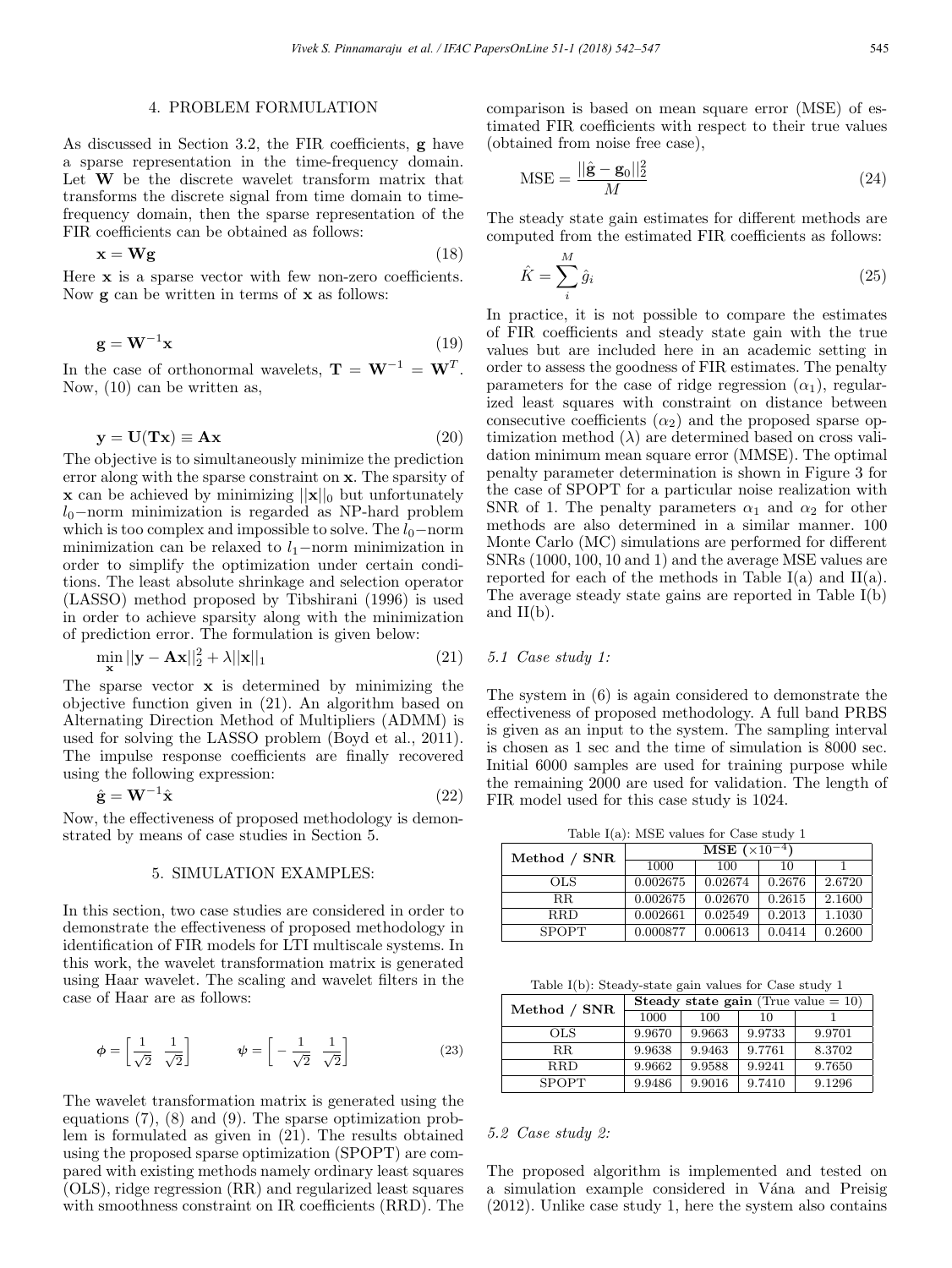## 4. PROBLEM FORMULATION

As discussed in Section 3.2, the FIR coefficients, $\mathbf{g}$ have a sparse representation in the time-frequency domain. Let $\mathbf{W}$ be the discrete wavelet transform matrix that transforms the discrete signal from time domain to time-frequency domain, then the sparse representation of the FIR coefficients can be obtained as follows:

$$\mathbf{x} = \mathbf{W}\mathbf{g} \tag{18}$$

Here $\mathbf{x}$ is a sparse vector with few non-zero coefficients. Now $\mathbf{g}$ can be written in terms of $\mathbf{x}$ as follows:

$$\mathbf{g} = \mathbf{W}^{-1}\mathbf{x} \tag{19}$$

In the case of orthonormal wavelets, $\mathbf{T} = \mathbf{W}^{-1} = \mathbf{W}^T$. Now, (10) can be written as,

$$\mathbf{y} = \mathbf{U}(\mathbf{T}\mathbf{x}) \equiv \mathbf{A}\mathbf{x} \tag{20}$$

The objective is to simultaneously minimize the prediction error along with the sparse constraint on $\mathbf{x}$. The sparsity of $\mathbf{x}$ can be achieved by minimizing $||\mathbf{x}||_0$ but unfortunately $l_0-$norm minimization is regarded as NP-hard problem which is too complex and impossible to solve. The $l_0-$norm minimization can be relaxed to $l_1-$norm minimization in order to simplify the optimization under certain conditions. The least absolute shrinkage and selection operator (LASSO) method proposed by Tibshirani (1996) is used in order to achieve sparsity along with the minimization of prediction error. The formulation is given below:

$$\min_{\mathbf{x}} ||\mathbf{y} - \mathbf{A}\mathbf{x}||_2^2 + \lambda||\mathbf{x}||_1 \tag{21}$$

The sparse vector $\mathbf{x}$ is determined by minimizing the objective function given in (21). An algorithm based on Alternating Direction Method of Multipliers (ADMM) is used for solving the LASSO problem (Boyd et al., 2011). The impulse response coefficients are finally recovered using the following expression:

$$\hat{\mathbf{g}} = \mathbf{W}^{-1}\hat{\mathbf{x}} \tag{22}$$

Now, the effectiveness of proposed methodology is demonstrated by means of case studies in Section 5.

## 5. SIMULATION EXAMPLES:

In this section, two case studies are considered in order to demonstrate the effectiveness of proposed methodology in identification of FIR models for LTI multiscale systems. In this work, the wavelet transformation matrix is generated using Haar wavelet. The scaling and wavelet filters in the case of Haar are as follows:

$$\boldsymbol{\phi} = \left[\frac{1}{\sqrt{2}} \;\; \frac{1}{\sqrt{2}}\right] \qquad \boldsymbol{\psi} = \left[-\frac{1}{\sqrt{2}} \;\; \frac{1}{\sqrt{2}}\right] \tag{23}$$

The wavelet transformation matrix is generated using the equations (7), (8) and (9). The sparse optimization problem is formulated as given in (21). The results obtained using the proposed sparse optimization (SPOPT) are compared with existing methods namely ordinary least squares (OLS), ridge regression (RR) and regularized least squares with smoothness constraint on IR coefficients (RRD). The comparison is based on mean square error (MSE) of estimated FIR coefficients with respect to their true values (obtained from noise free case),

$$\text{MSE} = \frac{||\hat{\mathbf{g}} - \mathbf{g}_0||_2^2}{M} \tag{24}$$

The steady state gain estimates for different methods are computed from the estimated FIR coefficients as follows:

$$\hat{K} = \sum_{i}^{M} \hat{g}_i \tag{25}$$

In practice, it is not possible to compare the estimates of FIR coefficients and steady state gain with the true values but are included here in an academic setting in order to assess the goodness of FIR estimates. The penalty parameters for the case of ridge regression ($\alpha_1$), regularized least squares with constraint on distance between consecutive coefficients ($\alpha_2$) and the proposed sparse optimization method ($\lambda$) are determined based on cross validation minimum mean square error (MMSE). The optimal penalty parameter determination is shown in Figure 3 for the case of SPOPT for a particular noise realization with SNR of 1. The penalty parameters $\alpha_1$ and $\alpha_2$ for other methods are also determined in a similar manner. 100 Monte Carlo (MC) simulations are performed for different SNRs (1000, 100, 10 and 1) and the average MSE values are reported for each of the methods in Table I(a) and II(a). The average steady state gains are reported in Table I(b) and II(b).

### 5.1 Case study 1:

The system in (6) is again considered to demonstrate the effectiveness of proposed methodology. A full band PRBS is given as an input to the system. The sampling interval is chosen as 1 sec and the time of simulation is 8000 sec. Initial 6000 samples are used for training purpose while the remaining 2000 are used for validation. The length of FIR model used for this case study is 1024.

Table I(a): MSE values for Case study 1

| Method / SNR | **MSE** ($\times 10^{-4}$) | | | |
|---|---|---|---|---|
| | 1000 | 100 | 10 | 1 |
| OLS | 0.002675 | 0.02674 | 0.2676 | 2.6720 |
| RR | 0.002675 | 0.02670 | 0.2615 | 2.1600 |
| RRD | 0.002661 | 0.02549 | 0.2013 | 1.1030 |
| SPOPT | 0.000877 | 0.00613 | 0.0414 | 0.2600 |

Table I(b): Steady-state gain values for Case study 1

| Method / SNR | **Steady state gain** (True value = 10) | | | |
|---|---|---|---|---|
| | 1000 | 100 | 10 | 1 |
| OLS | 9.9670 | 9.9663 | 9.9733 | 9.9701 |
| RR | 9.9638 | 9.9463 | 9.7761 | 8.3702 |
| RRD | 9.9662 | 9.9588 | 9.9241 | 9.7650 |
| SPOPT | 9.9486 | 9.9016 | 9.7410 | 9.1296 |

### 5.2 Case study 2:

The proposed algorithm is implemented and tested on a simulation example considered in Vána and Preisig (2012). Unlike case study 1, here the system also contains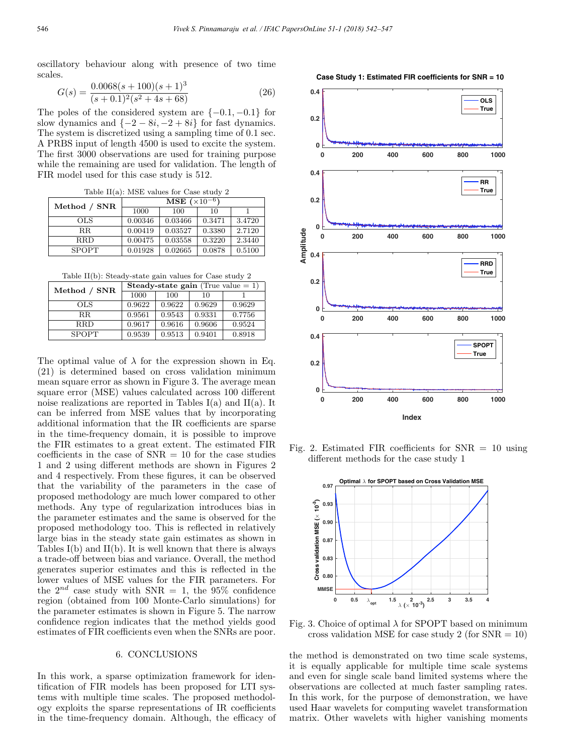oscillatory behaviour along with presence of two time scales.

$$G(s) = \frac{0.0068(s+100)(s+1)^3}{(s+0.1)^2(s^2+4s+68)} \tag{26}$$

The poles of the considered system are $\{-0.1, -0.1\}$ for slow dynamics and $\{-2-8i, -2+8i\}$ for fast dynamics. The system is discretized using a sampling time of 0.1 sec. A PRBS input of length 4500 is used to excite the system. The first 3000 observations are used for training purpose while the remaining are used for validation. The length of FIR model used for this case study is 512.

Table II(a): MSE values for Case study 2

| Method / SNR | MSE ($\times 10^{-6}$) | | | |
|---|---|---|---|---|
| | 1000 | 100 | 10 | 1 |
| OLS | 0.00346 | 0.03466 | 0.3471 | 3.4720 |
| RR | 0.00419 | 0.03527 | 0.3380 | 2.7120 |
| RRD | 0.00475 | 0.03558 | 0.3220 | 2.3440 |
| SPOPT | 0.01928 | 0.02665 | 0.0878 | 0.5100 |

Table II(b): Steady-state gain values for Case study 2

| Method / SNR | Steady-state gain (True value = 1) | | | |
|---|---|---|---|---|
| | 1000 | 100 | 10 | 1 |
| OLS | 0.9622 | 0.9622 | 0.9629 | 0.9629 |
| RR | 0.9561 | 0.9543 | 0.9331 | 0.7756 |
| RRD | 0.9617 | 0.9616 | 0.9606 | 0.9524 |
| SPOPT | 0.9539 | 0.9513 | 0.9401 | 0.8918 |

The optimal value of $\lambda$ for the expression shown in Eq. (21) is determined based on cross validation minimum mean square error as shown in Figure 3. The average mean square error (MSE) values calculated across 100 different noise realizations are reported in Tables I(a) and II(a). It can be inferred from MSE values that by incorporating additional information that the IR coefficients are sparse in the time-frequency domain, it is possible to improve the FIR estimates to a great extent. The estimated FIR coefficients in the case of SNR = 10 for the case studies 1 and 2 using different methods are shown in Figures 2 and 4 respectively. From these figures, it can be observed that the variability of the parameters in the case of proposed methodology are much lower compared to other methods. Any type of regularization introduces bias in the parameter estimates and the same is observed for the proposed methodology too. This is reflected in relatively large bias in the steady state gain estimates as shown in Tables I(b) and II(b). It is well known that there is always a trade-off between bias and variance. Overall, the method generates superior estimates and this is reflected in the lower values of MSE values for the FIR parameters. For the $2^{nd}$ case study with SNR = 1, the 95% confidence region (obtained from 100 Monte-Carlo simulations) for the parameter estimates is shown in Figure 5. The narrow confidence region indicates that the method yields good estimates of FIR coefficients even when the SNRs are poor.

Fig. 2. Estimated FIR coefficients for SNR = 10 using different methods for the case study 1

Fig. 3. Choice of optimal $\lambda$ for SPOPT based on minimum cross validation MSE for case study 2 (for SNR = 10)

## 6. CONCLUSIONS

In this work, a sparse optimization framework for identification of FIR models has been proposed for LTI systems with multiple time scales. The proposed methodology exploits the sparse representations of IR coefficients in the time-frequency domain. Although, the efficacy of the method is demonstrated on two time scale systems, it is equally applicable for multiple time scale systems and even for single scale band limited systems where the observations are collected at much faster sampling rates. In this work, for the purpose of demonstration, we have used Haar wavelets for computing wavelet transformation matrix. Other wavelets with higher vanishing moments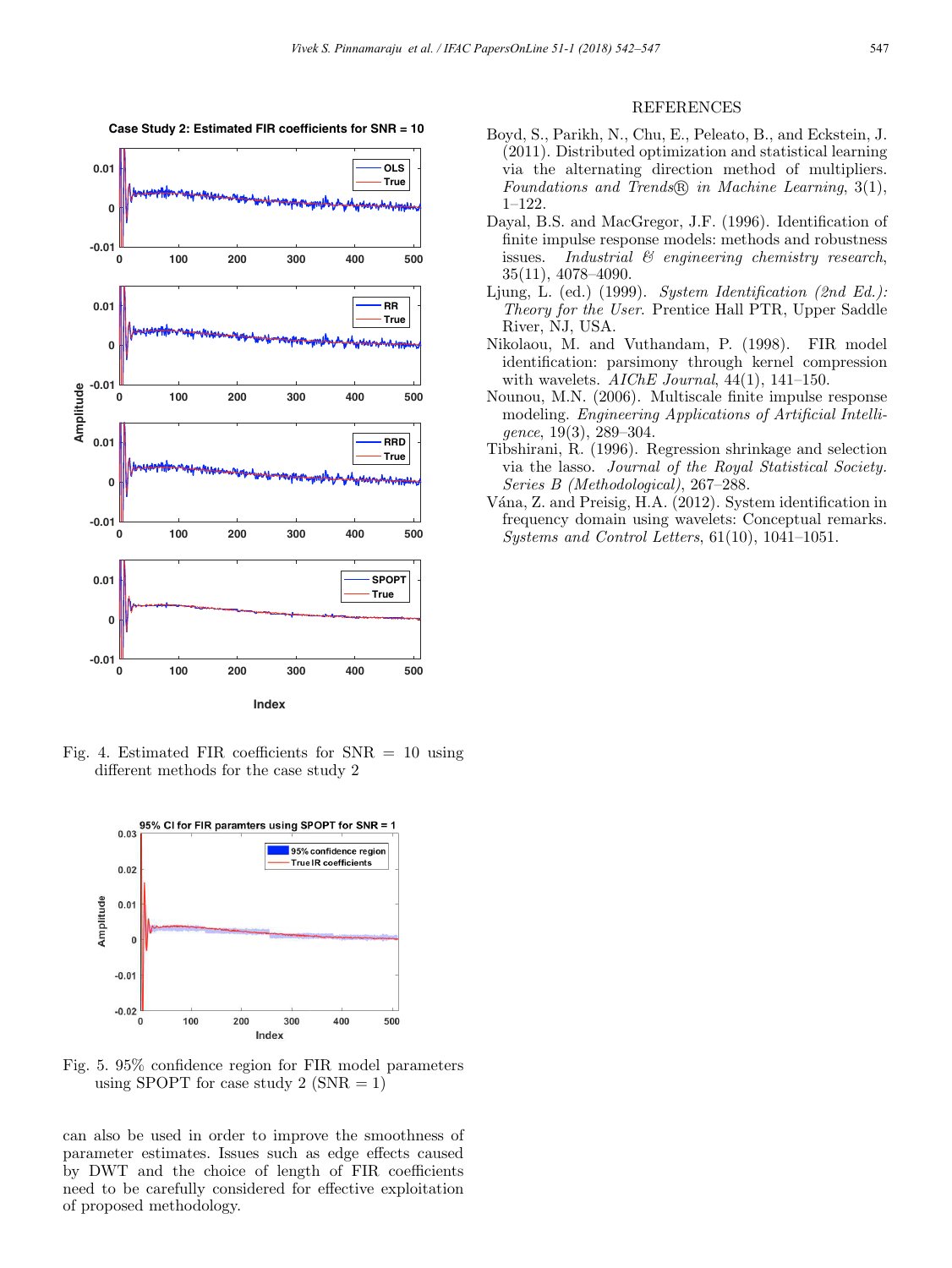Case Study 2: Estimated FIR coefficients for SNR = 10

OLS
True

RR
True

RRD
True

SPOPT
True

Amplitude

0.01
0
-0.01
0 100 200 300 400 500

Index

Fig. 4. Estimated FIR coefficients for SNR = 10 using different methods for the case study 2

95% CI for FIR paramters using SPOPT for SNR = 1

95% confidence region
True IR coefficients

Amplitude

0.03
0.02
0.01
0
-0.01
-0.02
0 100 200 300 400 500

Index

Fig. 5. 95% confidence region for FIR model parameters using SPOPT for case study 2 (SNR = 1)

can also be used in order to improve the smoothness of parameter estimates. Issues such as edge effects caused by DWT and the choice of length of FIR coefficients need to be carefully considered for effective exploitation of proposed methodology.

## REFERENCES

Boyd, S., Parikh, N., Chu, E., Peleato, B., and Eckstein, J. (2011). Distributed optimization and statistical learning via the alternating direction method of multipliers. *Foundations and Trends® in Machine Learning*, 3(1), 1–122.

Dayal, B.S. and MacGregor, J.F. (1996). Identification of finite impulse response models: methods and robustness issues. *Industrial & engineering chemistry research*, 35(11), 4078–4090.

Ljung, L. (ed.) (1999). *System Identification (2nd Ed.): Theory for the User*. Prentice Hall PTR, Upper Saddle River, NJ, USA.

Nikolaou, M. and Vuthandam, P. (1998). FIR model identification: parsimony through kernel compression with wavelets. *AIChE Journal*, 44(1), 141–150.

Nounou, M.N. (2006). Multiscale finite impulse response modeling. *Engineering Applications of Artificial Intelligence*, 19(3), 289–304.

Tibshirani, R. (1996). Regression shrinkage and selection via the lasso. *Journal of the Royal Statistical Society. Series B (Methodological)*, 267–288.

Vána, Z. and Preisig, H.A. (2012). System identification in frequency domain using wavelets: Conceptual remarks. *Systems and Control Letters*, 61(10), 1041–1051.